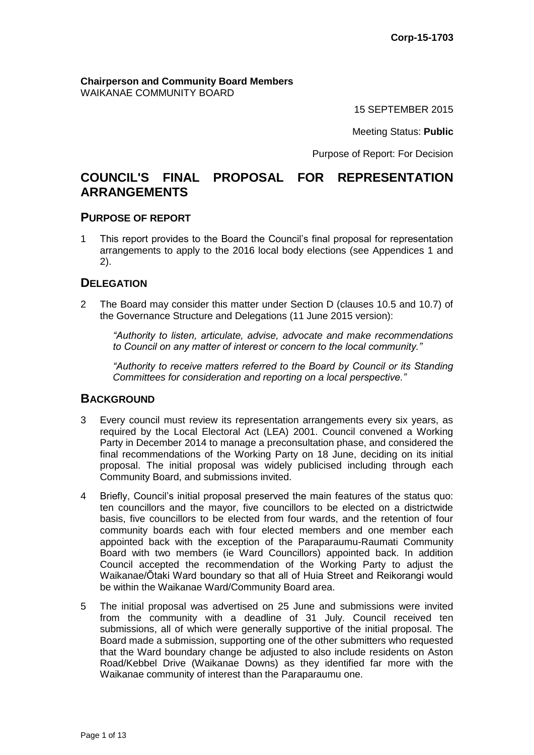**Corp-15-1703**

**Chairperson and Community Board Members**
WAIKANAE COMMUNITY BOARD

15 SEPTEMBER 2015

Meeting Status: **Public**

Purpose of Report: For Decision

# COUNCIL'S FINAL PROPOSAL FOR REPRESENTATION ARRANGEMENTS

## PURPOSE OF REPORT

1 This report provides to the Board the Council's final proposal for representation arrangements to apply to the 2016 local body elections (see Appendices 1 and 2).

## DELEGATION

2 The Board may consider this matter under Section D (clauses 10.5 and 10.7) of the Governance Structure and Delegations (11 June 2015 version):

*"Authority to listen, articulate, advise, advocate and make recommendations to Council on any matter of interest or concern to the local community."*

*"Authority to receive matters referred to the Board by Council or its Standing Committees for consideration and reporting on a local perspective."*

## BACKGROUND

3 Every council must review its representation arrangements every six years, as required by the Local Electoral Act (LEA) 2001. Council convened a Working Party in December 2014 to manage a preconsultation phase, and considered the final recommendations of the Working Party on 18 June, deciding on its initial proposal. The initial proposal was widely publicised including through each Community Board, and submissions invited.

4 Briefly, Council's initial proposal preserved the main features of the status quo: ten councillors and the mayor, five councillors to be elected on a districtwide basis, five councillors to be elected from four wards, and the retention of four community boards each with four elected members and one member each appointed back with the exception of the Paraparaumu-Raumati Community Board with two members (ie Ward Councillors) appointed back. In addition Council accepted the recommendation of the Working Party to adjust the Waikanae/Ōtaki Ward boundary so that all of Huia Street and Reikorangi would be within the Waikanae Ward/Community Board area.

5 The initial proposal was advertised on 25 June and submissions were invited from the community with a deadline of 31 July. Council received ten submissions, all of which were generally supportive of the initial proposal. The Board made a submission, supporting one of the other submitters who requested that the Ward boundary change be adjusted to also include residents on Aston Road/Kebbel Drive (Waikanae Downs) as they identified far more with the Waikanae community of interest than the Paraparaumu one.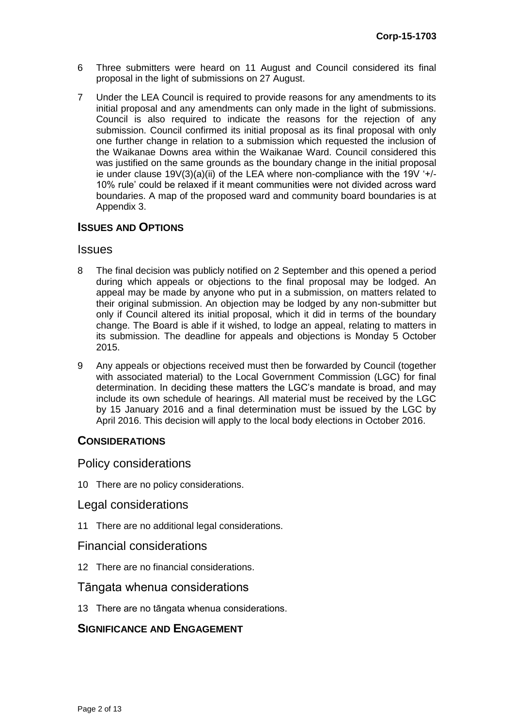6 Three submitters were heard on 11 August and Council considered its final proposal in the light of submissions on 27 August.

7 Under the LEA Council is required to provide reasons for any amendments to its initial proposal and any amendments can only made in the light of submissions. Council is also required to indicate the reasons for the rejection of any submission. Council confirmed its initial proposal as its final proposal with only one further change in relation to a submission which requested the inclusion of the Waikanae Downs area within the Waikanae Ward. Council considered this was justified on the same grounds as the boundary change in the initial proposal ie under clause 19V(3)(a)(ii) of the LEA where non-compliance with the 19V '+/- 10% rule' could be relaxed if it meant communities were not divided across ward boundaries. A map of the proposed ward and community board boundaries is at Appendix 3.

## ISSUES AND OPTIONS

### Issues

8 The final decision was publicly notified on 2 September and this opened a period during which appeals or objections to the final proposal may be lodged. An appeal may be made by anyone who put in a submission, on matters related to their original submission. An objection may be lodged by any non-submitter but only if Council altered its initial proposal, which it did in terms of the boundary change. The Board is able if it wished, to lodge an appeal, relating to matters in its submission. The deadline for appeals and objections is Monday 5 October 2015.

9 Any appeals or objections received must then be forwarded by Council (together with associated material) to the Local Government Commission (LGC) for final determination. In deciding these matters the LGC's mandate is broad, and may include its own schedule of hearings. All material must be received by the LGC by 15 January 2016 and a final determination must be issued by the LGC by April 2016. This decision will apply to the local body elections in October 2016.

## CONSIDERATIONS

### Policy considerations

10 There are no policy considerations.

### Legal considerations

11 There are no additional legal considerations.

### Financial considerations

12 There are no financial considerations.

### Tāngata whenua considerations

13 There are no tāngata whenua considerations.

## SIGNIFICANCE AND ENGAGEMENT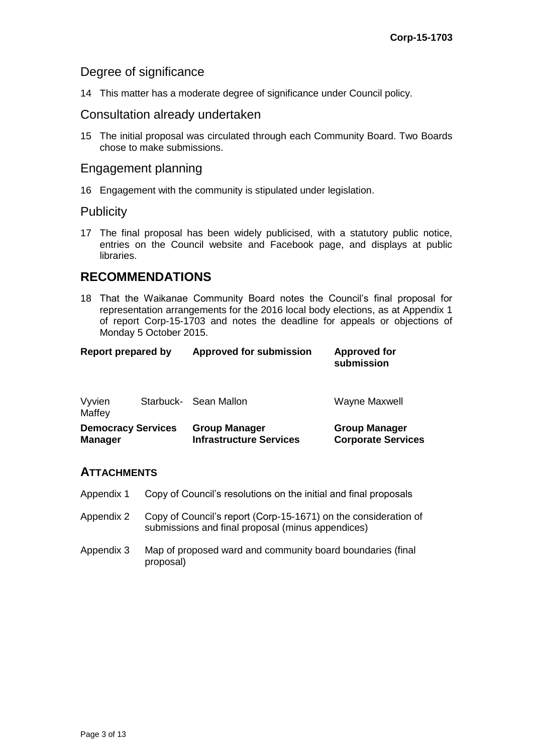## Degree of significance

14 This matter has a moderate degree of significance under Council policy.

## Consultation already undertaken

15 The initial proposal was circulated through each Community Board. Two Boards chose to make submissions.

## Engagement planning

16 Engagement with the community is stipulated under legislation.

## Publicity

17 The final proposal has been widely publicised, with a statutory public notice, entries on the Council website and Facebook page, and displays at public libraries.

# RECOMMENDATIONS

18 That the Waikanae Community Board notes the Council's final proposal for representation arrangements for the 2016 local body elections, as at Appendix 1 of report Corp-15-1703 and notes the deadline for appeals or objections of Monday 5 October 2015.

| Report prepared by | Approved for submission | Approved for submission |
|---|---|---|
| Vyvien Starbuck-Maffey | Sean Mallon | Wayne Maxwell |
| **Democracy Services Manager** | **Group Manager Infrastructure Services** | **Group Manager Corporate Services** |

## ATTACHMENTS

Appendix 1 Copy of Council's resolutions on the initial and final proposals

Appendix 2 Copy of Council's report (Corp-15-1671) on the consideration of submissions and final proposal (minus appendices)

Appendix 3 Map of proposed ward and community board boundaries (final proposal)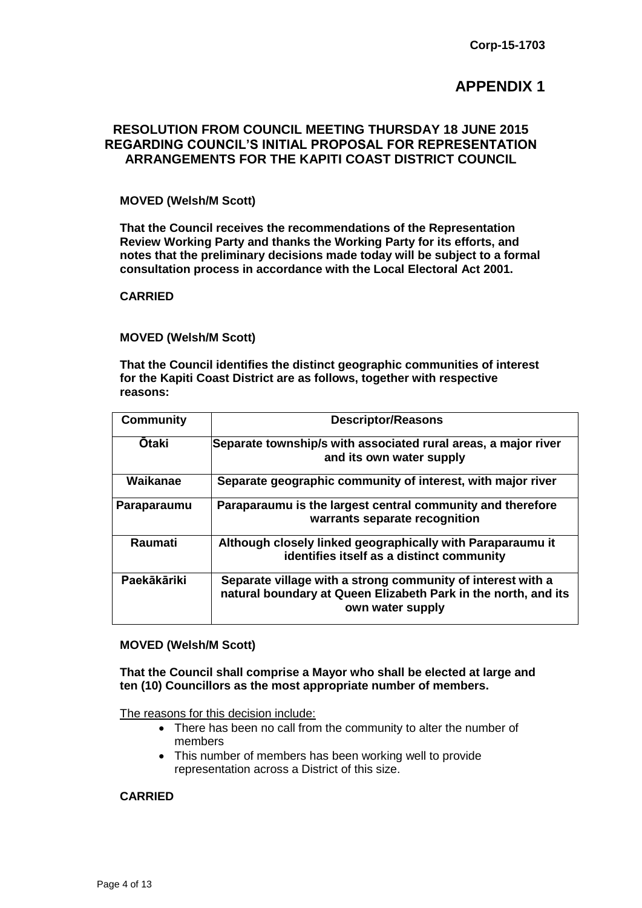**Corp-15-1703**

# APPENDIX 1

## RESOLUTION FROM COUNCIL MEETING THURSDAY 18 JUNE 2015 REGARDING COUNCIL'S INITIAL PROPOSAL FOR REPRESENTATION ARRANGEMENTS FOR THE KAPITI COAST DISTRICT COUNCIL

**MOVED (Welsh/M Scott)**

**That the Council receives the recommendations of the Representation Review Working Party and thanks the Working Party for its efforts, and notes that the preliminary decisions made today will be subject to a formal consultation process in accordance with the Local Electoral Act 2001.**

**CARRIED**

**MOVED (Welsh/M Scott)**

**That the Council identifies the distinct geographic communities of interest for the Kapiti Coast District are as follows, together with respective reasons:**

| Community | Descriptor/Reasons |
|---|---|
| **Ōtaki** | **Separate township/s with associated rural areas, a major river and its own water supply** |
| **Waikanae** | **Separate geographic community of interest, with major river** |
| **Paraparaumu** | **Paraparaumu is the largest central community and therefore warrants separate recognition** |
| **Raumati** | **Although closely linked geographically with Paraparaumu it identifies itself as a distinct community** |
| **Paekākāriki** | **Separate village with a strong community of interest with a natural boundary at Queen Elizabeth Park in the north, and its own water supply** |

**MOVED (Welsh/M Scott)**

**That the Council shall comprise a Mayor who shall be elected at large and ten (10) Councillors as the most appropriate number of members.**

The reasons for this decision include:

- There has been no call from the community to alter the number of members
- This number of members has been working well to provide representation across a District of this size.

**CARRIED**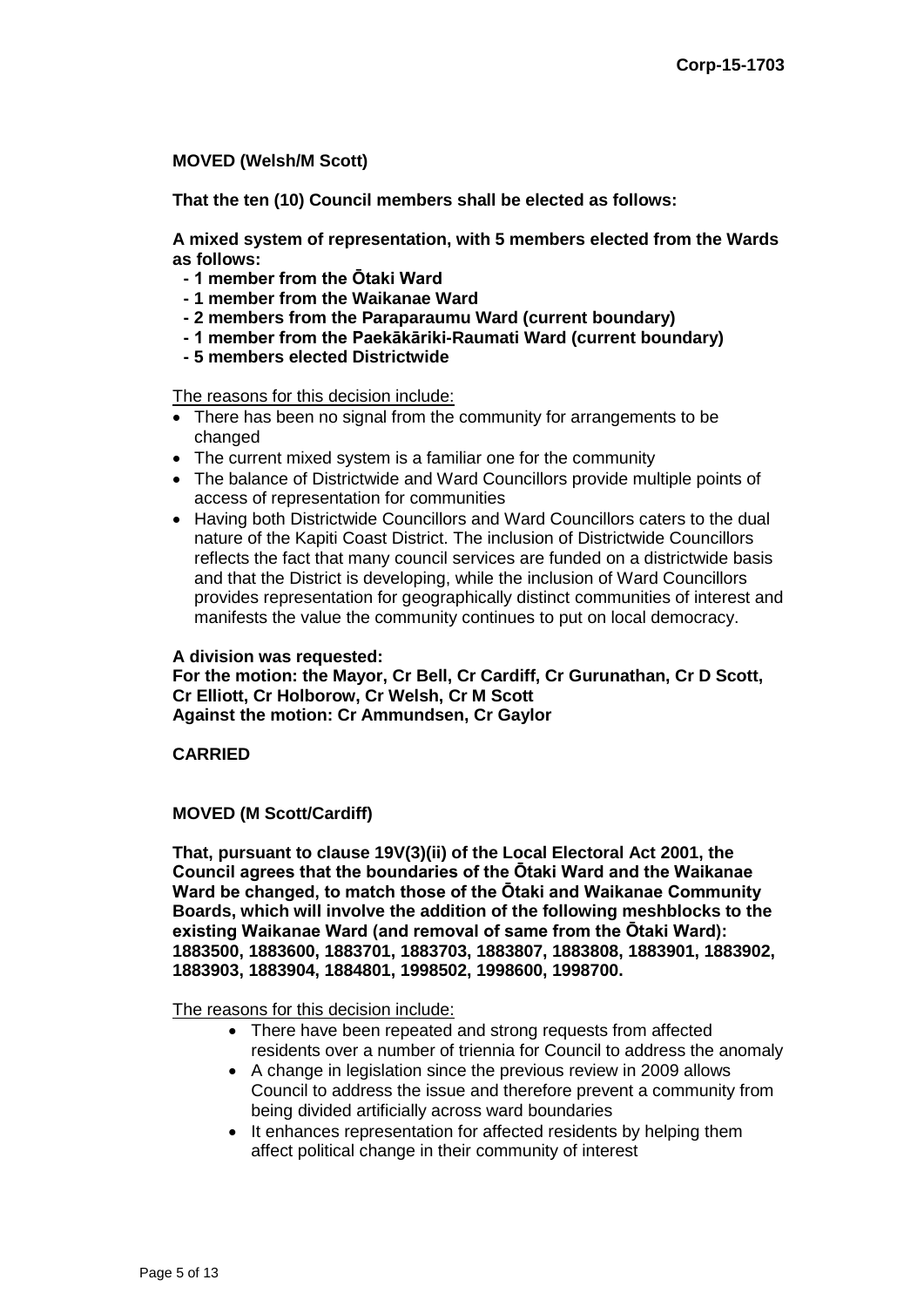**MOVED (Welsh/M Scott)**

**That the ten (10) Council members shall be elected as follows:**

**A mixed system of representation, with 5 members elected from the Wards as follows:**

- **1 member from the Ōtaki Ward**
- **1 member from the Waikanae Ward**
- **2 members from the Paraparaumu Ward (current boundary)**
- **1 member from the Paekākāriki-Raumati Ward (current boundary)**
- **5 members elected Districtwide**

The reasons for this decision include:

- There has been no signal from the community for arrangements to be changed
- The current mixed system is a familiar one for the community
- The balance of Districtwide and Ward Councillors provide multiple points of access of representation for communities
- Having both Districtwide Councillors and Ward Councillors caters to the dual nature of the Kapiti Coast District. The inclusion of Districtwide Councillors reflects the fact that many council services are funded on a districtwide basis and that the District is developing, while the inclusion of Ward Councillors provides representation for geographically distinct communities of interest and manifests the value the community continues to put on local democracy.

**A division was requested:**
**For the motion: the Mayor, Cr Bell, Cr Cardiff, Cr Gurunathan, Cr D Scott, Cr Elliott, Cr Holborow, Cr Welsh, Cr M Scott**
**Against the motion: Cr Ammundsen, Cr Gaylor**

**CARRIED**

**MOVED (M Scott/Cardiff)**

**That, pursuant to clause 19V(3)(ii) of the Local Electoral Act 2001, the Council agrees that the boundaries of the Ōtaki Ward and the Waikanae Ward be changed, to match those of the Ōtaki and Waikanae Community Boards, which will involve the addition of the following meshblocks to the existing Waikanae Ward (and removal of same from the Ōtaki Ward): 1883500, 1883600, 1883701, 1883703, 1883807, 1883808, 1883901, 1883902, 1883903, 1883904, 1884801, 1998502, 1998600, 1998700.**

The reasons for this decision include:

- There have been repeated and strong requests from affected residents over a number of triennia for Council to address the anomaly
- A change in legislation since the previous review in 2009 allows Council to address the issue and therefore prevent a community from being divided artificially across ward boundaries
- It enhances representation for affected residents by helping them affect political change in their community of interest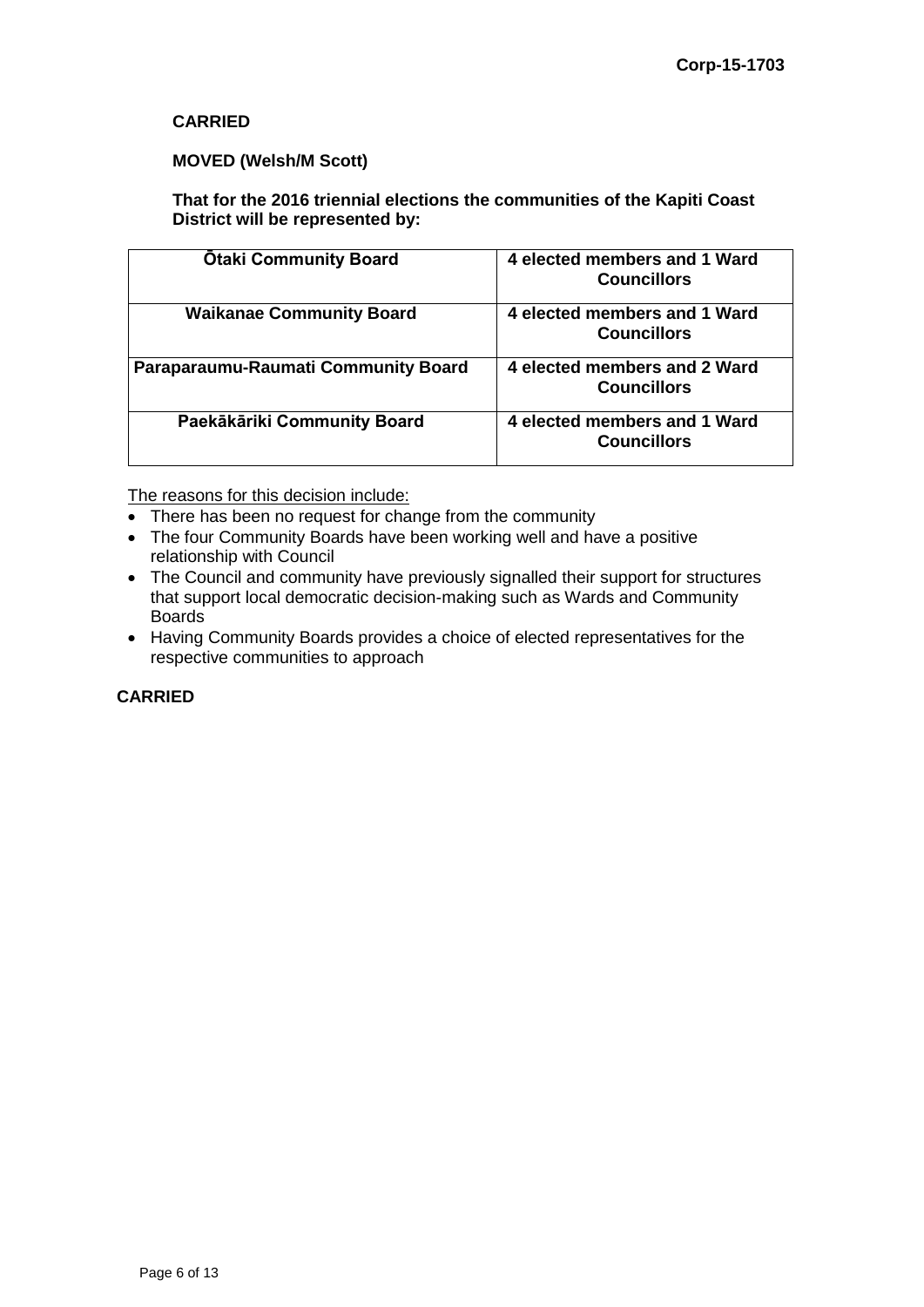**CARRIED**

**MOVED (Welsh/M Scott)**

**That for the 2016 triennial elections the communities of the Kapiti Coast District will be represented by:**

| **Ōtaki Community Board** | **4 elected members and 1 Ward Councillors** |
|---|---|
| **Waikanae Community Board** | **4 elected members and 1 Ward Councillors** |
| **Paraparaumu-Raumati Community Board** | **4 elected members and 2 Ward Councillors** |
| **Paekākāriki Community Board** | **4 elected members and 1 Ward Councillors** |

The reasons for this decision include:

- There has been no request for change from the community
- The four Community Boards have been working well and have a positive relationship with Council
- The Council and community have previously signalled their support for structures that support local democratic decision-making such as Wards and Community Boards
- Having Community Boards provides a choice of elected representatives for the respective communities to approach

**CARRIED**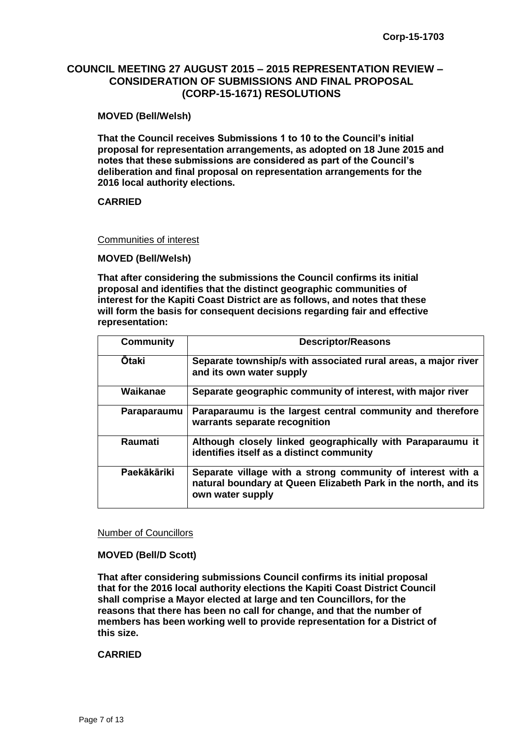Corp-15-1703

# COUNCIL MEETING 27 AUGUST 2015 – 2015 REPRESENTATION REVIEW – CONSIDERATION OF SUBMISSIONS AND FINAL PROPOSAL (CORP-15-1671) RESOLUTIONS

**MOVED (Bell/Welsh)**

**That the Council receives Submissions 1 to 10 to the Council's initial proposal for representation arrangements, as adopted on 18 June 2015 and notes that these submissions are considered as part of the Council's deliberation and final proposal on representation arrangements for the 2016 local authority elections.**

**CARRIED**

Communities of interest

**MOVED (Bell/Welsh)**

**That after considering the submissions the Council confirms its initial proposal and identifies that the distinct geographic communities of interest for the Kapiti Coast District are as follows, and notes that these will form the basis for consequent decisions regarding fair and effective representation:**

| Community | Descriptor/Reasons |
| --- | --- |
| **Ōtaki** | **Separate township/s with associated rural areas, a major river and its own water supply** |
| **Waikanae** | **Separate geographic community of interest, with major river** |
| **Paraparaumu** | **Paraparaumu is the largest central community and therefore warrants separate recognition** |
| **Raumati** | **Although closely linked geographically with Paraparaumu it identifies itself as a distinct community** |
| **Paekākāriki** | **Separate village with a strong community of interest with a natural boundary at Queen Elizabeth Park in the north, and its own water supply** |

Number of Councillors

**MOVED (Bell/D Scott)**

**That after considering submissions Council confirms its initial proposal that for the 2016 local authority elections the Kapiti Coast District Council shall comprise a Mayor elected at large and ten Councillors, for the reasons that there has been no call for change, and that the number of members has been working well to provide representation for a District of this size.**

**CARRIED**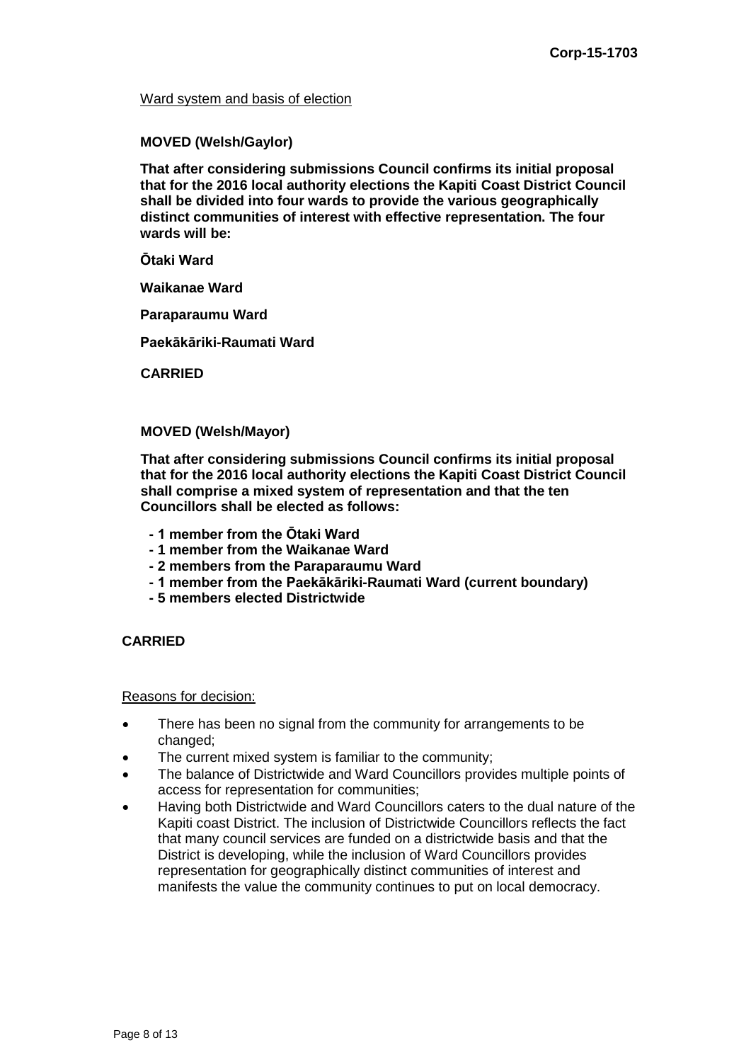Ward system and basis of election

**MOVED (Welsh/Gaylor)**

**That after considering submissions Council confirms its initial proposal that for the 2016 local authority elections the Kapiti Coast District Council shall be divided into four wards to provide the various geographically distinct communities of interest with effective representation. The four wards will be:**

**Ōtaki Ward**

**Waikanae Ward**

**Paraparaumu Ward**

**Paekākāriki-Raumati Ward**

**CARRIED**

**MOVED (Welsh/Mayor)**

**That after considering submissions Council confirms its initial proposal that for the 2016 local authority elections the Kapiti Coast District Council shall comprise a mixed system of representation and that the ten Councillors shall be elected as follows:**

- **1 member from the Ōtaki Ward**
- **1 member from the Waikanae Ward**
- **2 members from the Paraparaumu Ward**
- **1 member from the Paekākāriki-Raumati Ward (current boundary)**
- **5 members elected Districtwide**

**CARRIED**

Reasons for decision:

- There has been no signal from the community for arrangements to be changed;
- The current mixed system is familiar to the community;
- The balance of Districtwide and Ward Councillors provides multiple points of access for representation for communities;
- Having both Districtwide and Ward Councillors caters to the dual nature of the Kapiti coast District. The inclusion of Districtwide Councillors reflects the fact that many council services are funded on a districtwide basis and that the District is developing, while the inclusion of Ward Councillors provides representation for geographically distinct communities of interest and manifests the value the community continues to put on local democracy.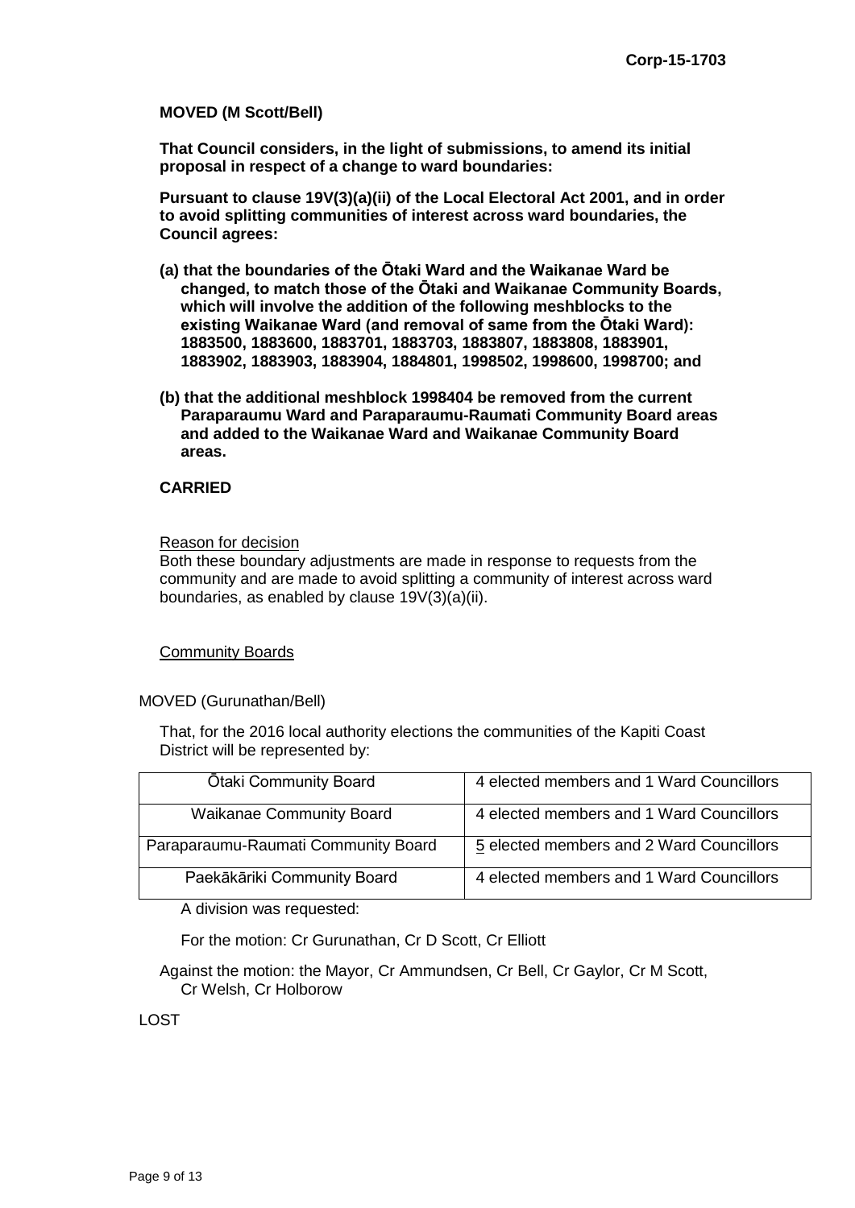**MOVED (M Scott/Bell)**

**That Council considers, in the light of submissions, to amend its initial proposal in respect of a change to ward boundaries:**

**Pursuant to clause 19V(3)(a)(ii) of the Local Electoral Act 2001, and in order to avoid splitting communities of interest across ward boundaries, the Council agrees:**

**(a) that the boundaries of the Ōtaki Ward and the Waikanae Ward be changed, to match those of the Ōtaki and Waikanae Community Boards, which will involve the addition of the following meshblocks to the existing Waikanae Ward (and removal of same from the Ōtaki Ward): 1883500, 1883600, 1883701, 1883703, 1883807, 1883808, 1883901, 1883902, 1883903, 1883904, 1884801, 1998502, 1998600, 1998700; and**

**(b) that the additional meshblock 1998404 be removed from the current Paraparaumu Ward and Paraparaumu-Raumati Community Board areas and added to the Waikanae Ward and Waikanae Community Board areas.**

**CARRIED**

Reason for decision

Both these boundary adjustments are made in response to requests from the community and are made to avoid splitting a community of interest across ward boundaries, as enabled by clause 19V(3)(a)(ii).

Community Boards

MOVED (Gurunathan/Bell)

That, for the 2016 local authority elections the communities of the Kapiti Coast District will be represented by:

| Ōtaki Community Board | 4 elected members and 1 Ward Councillors |
|---|---|
| Waikanae Community Board | 4 elected members and 1 Ward Councillors |
| Paraparaumu-Raumati Community Board | 5 elected members and 2 Ward Councillors |
| Paekākāriki Community Board | 4 elected members and 1 Ward Councillors |

A division was requested:

For the motion: Cr Gurunathan, Cr D Scott, Cr Elliott

Against the motion: the Mayor, Cr Ammundsen, Cr Bell, Cr Gaylor, Cr M Scott, Cr Welsh, Cr Holborow

LOST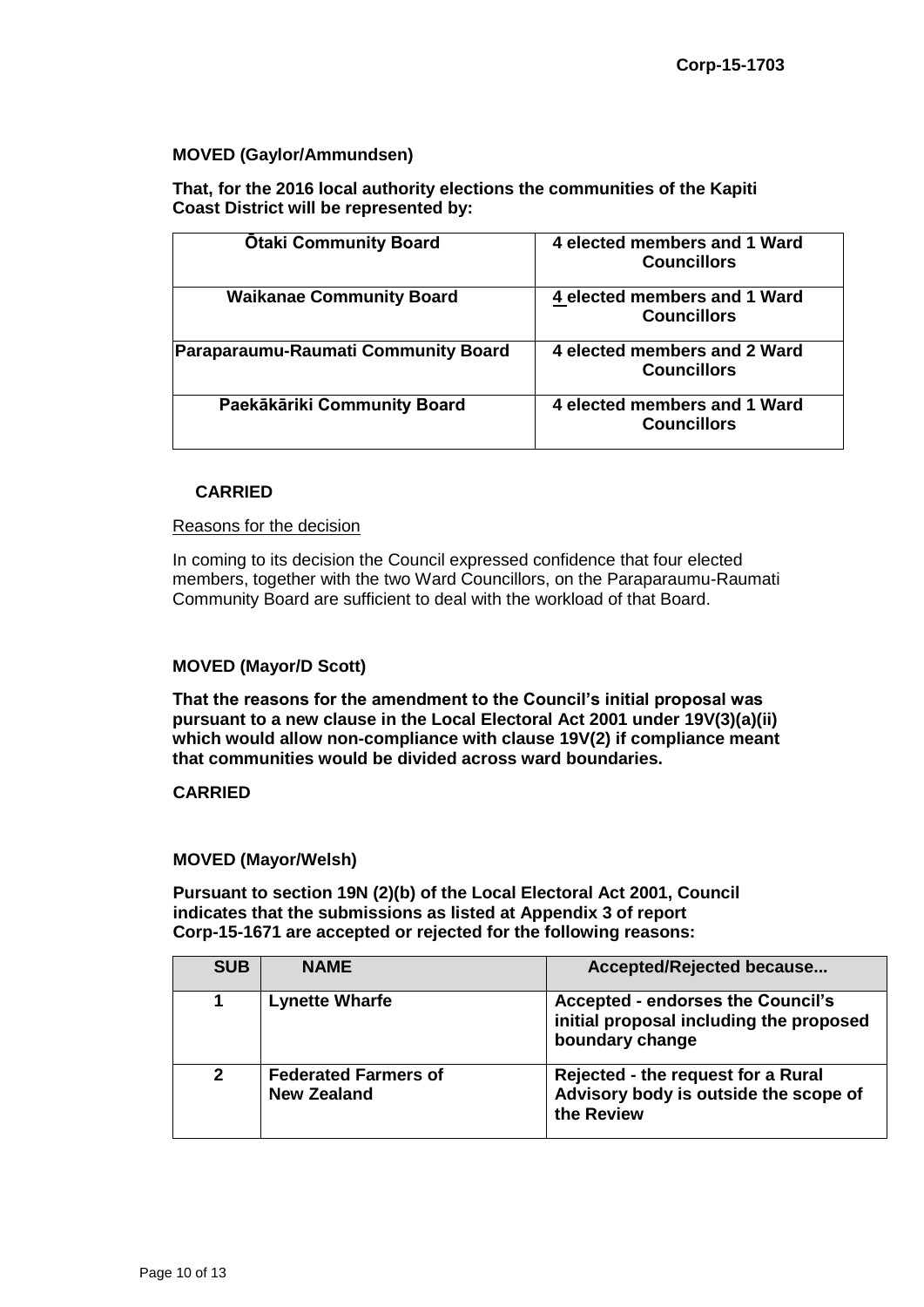**MOVED (Gaylor/Ammundsen)**

**That, for the 2016 local authority elections the communities of the Kapiti Coast District will be represented by:**

| | |
|---|---|
| **Ōtaki Community Board** | **4 elected members and 1 Ward Councillors** |
| **Waikanae Community Board** | **4 elected members and 1 Ward Councillors** |
| **Paraparaumu-Raumati Community Board** | **4 elected members and 2 Ward Councillors** |
| **Paekākāriki Community Board** | **4 elected members and 1 Ward Councillors** |

**CARRIED**

Reasons for the decision

In coming to its decision the Council expressed confidence that four elected members, together with the two Ward Councillors, on the Paraparaumu-Raumati Community Board are sufficient to deal with the workload of that Board.

**MOVED (Mayor/D Scott)**

**That the reasons for the amendment to the Council's initial proposal was pursuant to a new clause in the Local Electoral Act 2001 under 19V(3)(a)(ii) which would allow non-compliance with clause 19V(2) if compliance meant that communities would be divided across ward boundaries.**

**CARRIED**

**MOVED (Mayor/Welsh)**

**Pursuant to section 19N (2)(b) of the Local Electoral Act 2001, Council indicates that the submissions as listed at Appendix 3 of report Corp-15-1671 are accepted or rejected for the following reasons:**

| SUB | NAME | Accepted/Rejected because... |
|---|---|---|
| **1** | **Lynette Wharfe** | **Accepted - endorses the Council's initial proposal including the proposed boundary change** |
| **2** | **Federated Farmers of New Zealand** | **Rejected - the request for a Rural Advisory body is outside the scope of the Review** |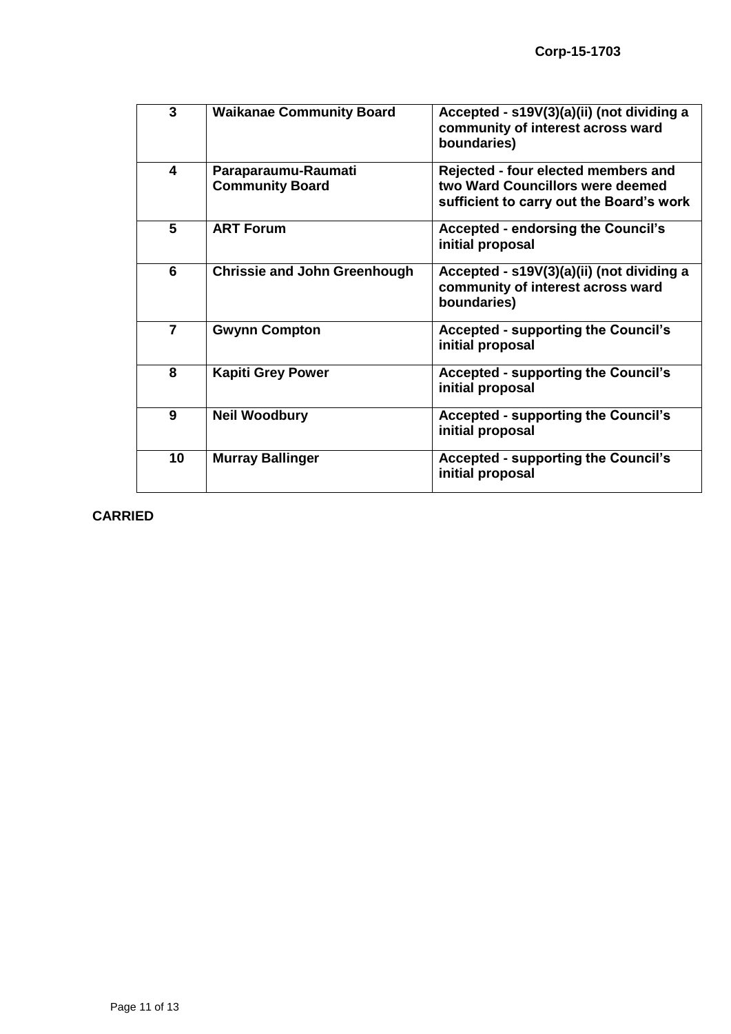| 3 | Waikanae Community Board | Accepted - s19V(3)(a)(ii) (not dividing a community of interest across ward boundaries) |
|---|---|---|
| 4 | Paraparaumu-Raumati Community Board | Rejected - four elected members and two Ward Councillors were deemed sufficient to carry out the Board's work |
| 5 | ART Forum | Accepted - endorsing the Council's initial proposal |
| 6 | Chrissie and John Greenhough | Accepted - s19V(3)(a)(ii) (not dividing a community of interest across ward boundaries) |
| 7 | Gwynn Compton | Accepted - supporting the Council's initial proposal |
| 8 | Kapiti Grey Power | Accepted - supporting the Council's initial proposal |
| 9 | Neil Woodbury | Accepted - supporting the Council's initial proposal |
| 10 | Murray Ballinger | Accepted - supporting the Council's initial proposal |

**CARRIED**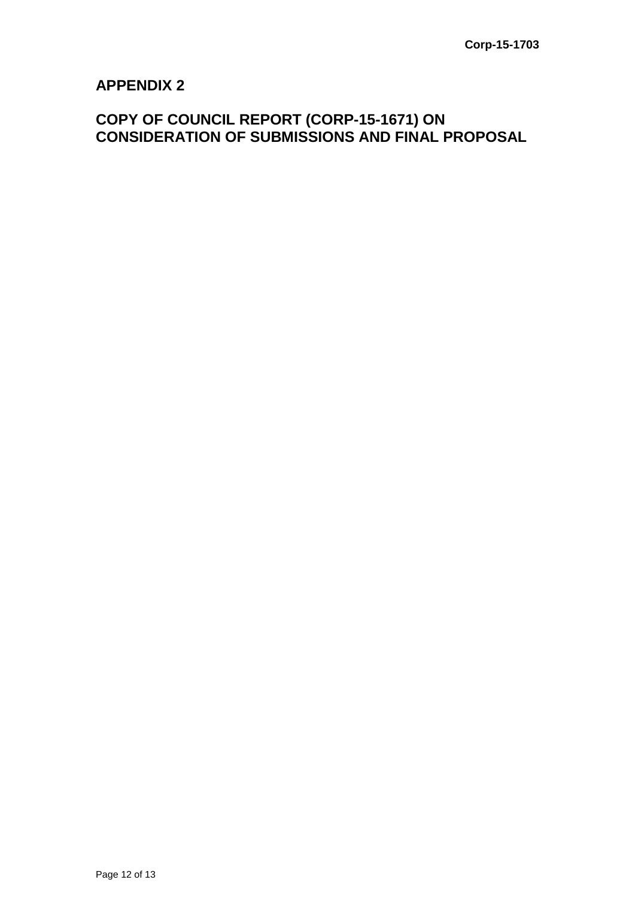## APPENDIX 2

## COPY OF COUNCIL REPORT (CORP-15-1671) ON CONSIDERATION OF SUBMISSIONS AND FINAL PROPOSAL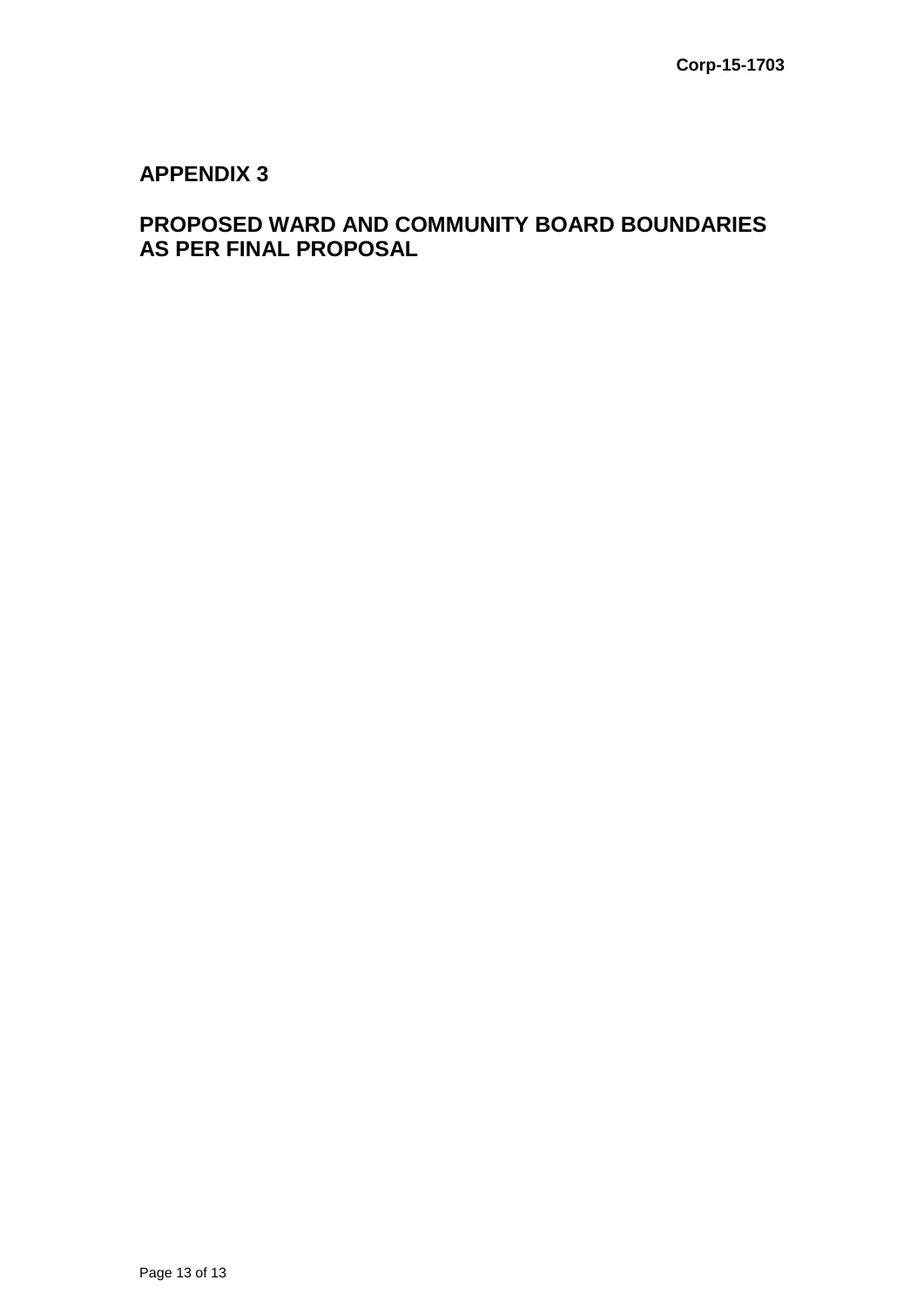## APPENDIX 3

## PROPOSED WARD AND COMMUNITY BOARD BOUNDARIES AS PER FINAL PROPOSAL